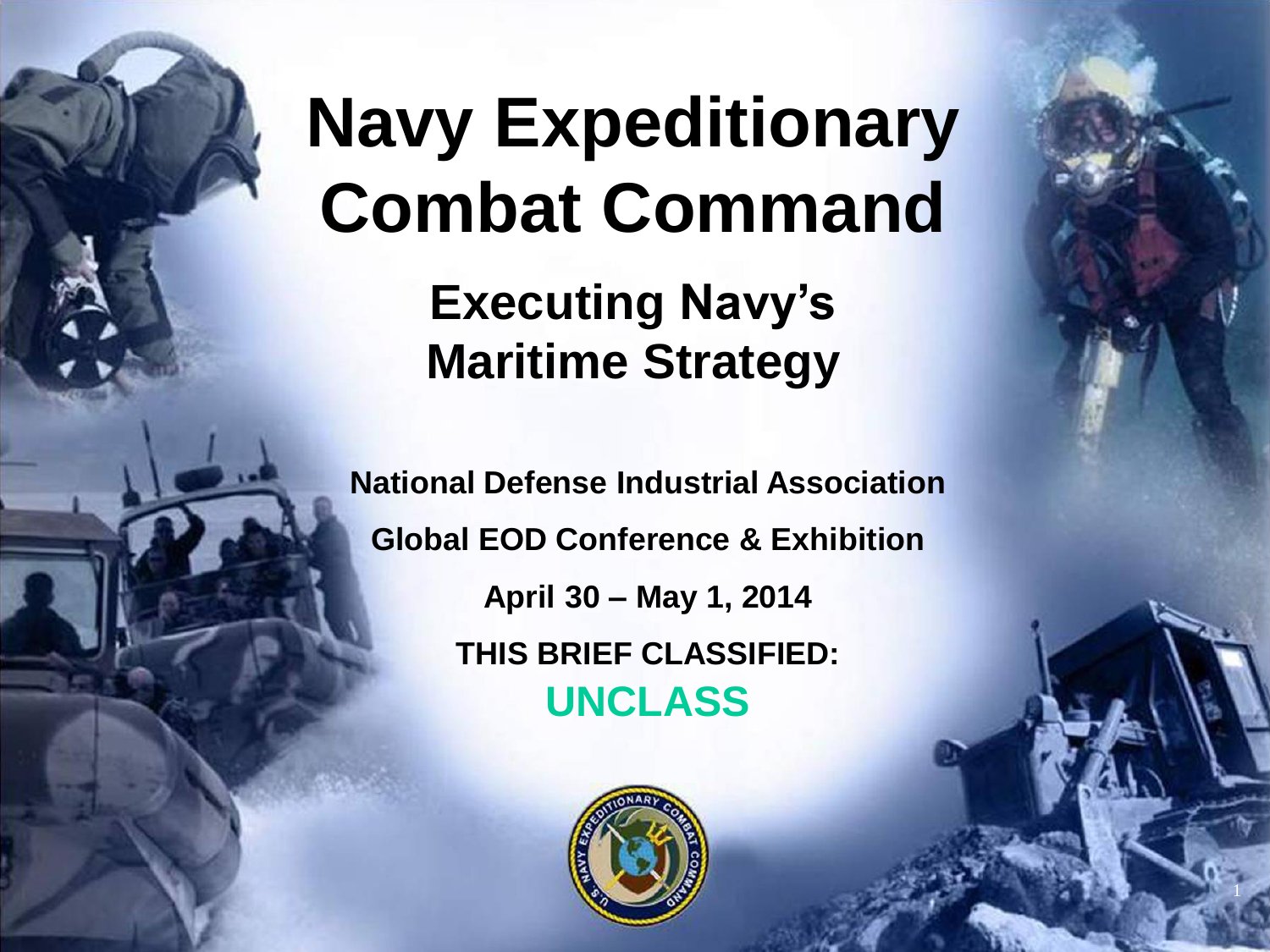# Navy Expeditionary Combat Command

## Executing Navy's Maritime Strategy

**National Defense Industrial Association**

**Global EOD Conference & Exhibition**

**April 30 – May 1, 2014**

**THIS BRIEF CLASSIFIED:**

**UNCLASS**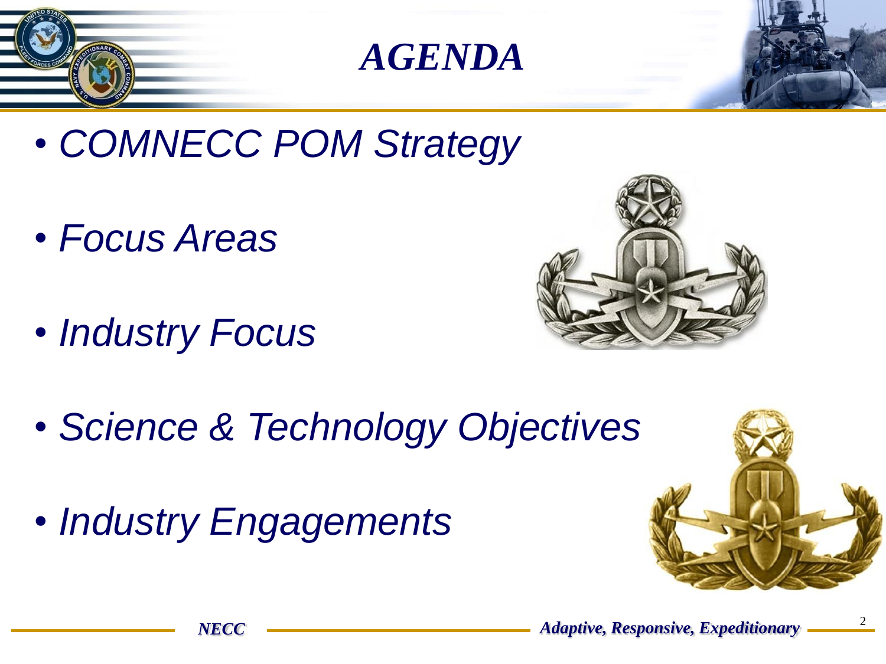# AGENDA

- *COMNECC POM Strategy*
- *Focus Areas*
- *Industry Focus*
- *Science & Technology Objectives*
- *Industry Engagements*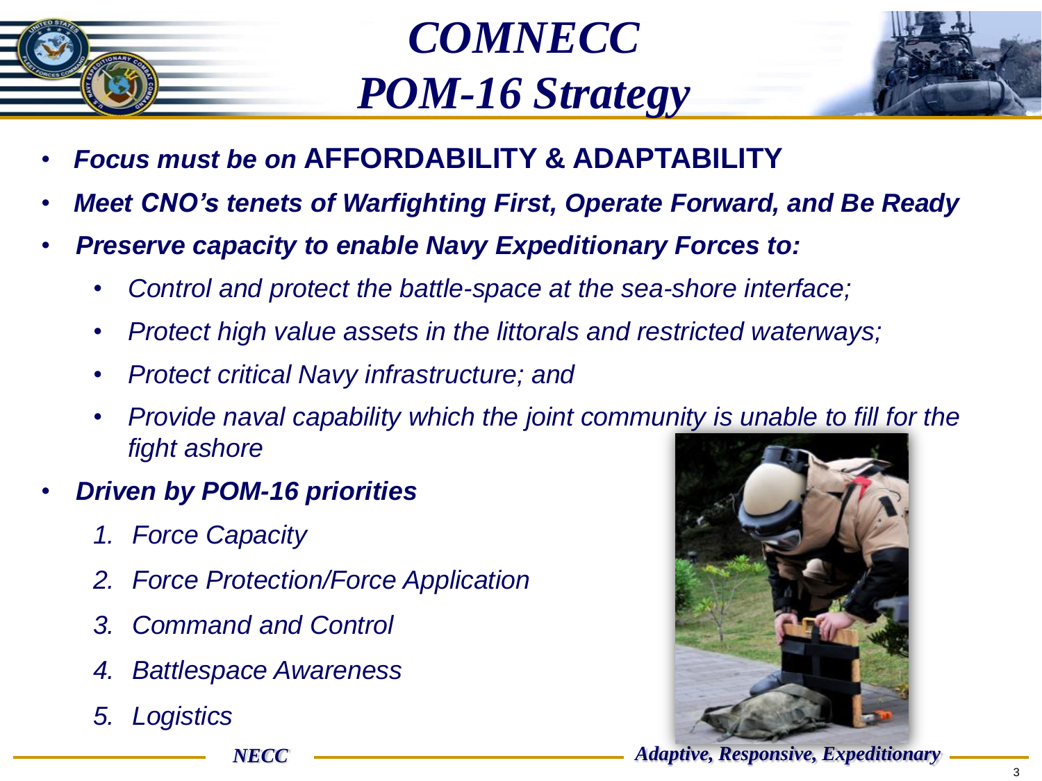# *COMNECC POM-16 Strategy*

- ***Focus must be on*** **AFFORDABILITY & ADAPTABILITY**
- ***Meet CNO's tenets of Warfighting First, Operate Forward, and Be Ready***
- ***Preserve capacity to enable Navy Expeditionary Forces to:***
  - *Control and protect the battle-space at the sea-shore interface;*
  - *Protect high value assets in the littorals and restricted waterways;*
  - *Protect critical Navy infrastructure; and*
  - *Provide naval capability which the joint community is unable to fill for the fight ashore*
- ***Driven by POM-16 priorities***
  1. *Force Capacity*
  2. *Force Protection/Force Application*
  3. *Command and Control*
  4. *Battlespace Awareness*
  5. *Logistics*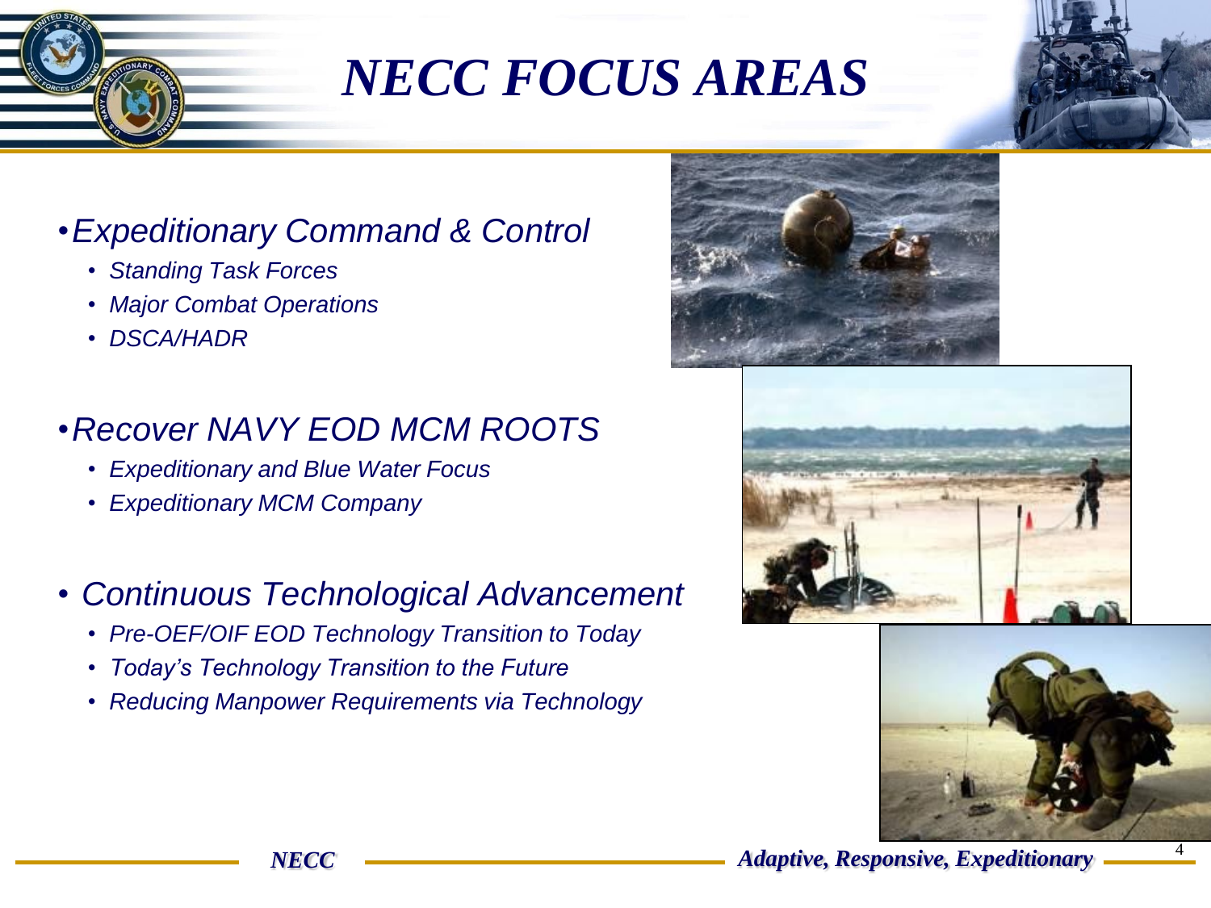# NECC FOCUS AREAS

- *Expeditionary Command & Control*
  - *Standing Task Forces*
  - *Major Combat Operations*
  - *DSCA/HADR*

- *Recover NAVY EOD MCM ROOTS*
  - *Expeditionary and Blue Water Focus*
  - *Expeditionary MCM Company*

- *Continuous Technological Advancement*
  - *Pre-OEF/OIF EOD Technology Transition to Today*
  - *Today's Technology Transition to the Future*
  - *Reducing Manpower Requirements via Technology*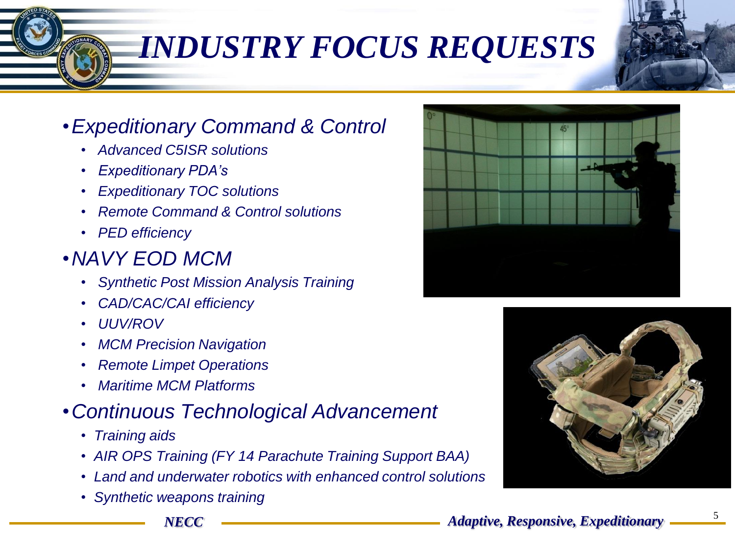# INDUSTRY FOCUS REQUESTS

- *Expeditionary Command & Control*
  - *Advanced C5ISR solutions*
  - *Expeditionary PDA's*
  - *Expeditionary TOC solutions*
  - *Remote Command & Control solutions*
  - *PED efficiency*
- *NAVY EOD MCM*
  - *Synthetic Post Mission Analysis Training*
  - *CAD/CAC/CAI efficiency*
  - *UUV/ROV*
  - *MCM Precision Navigation*
  - *Remote Limpet Operations*
  - *Maritime MCM Platforms*
- *Continuous Technological Advancement*
  - *Training aids*
  - *AIR OPS Training (FY 14 Parachute Training Support BAA)*
  - *Land and underwater robotics with enhanced control solutions*
  - *Synthetic weapons training*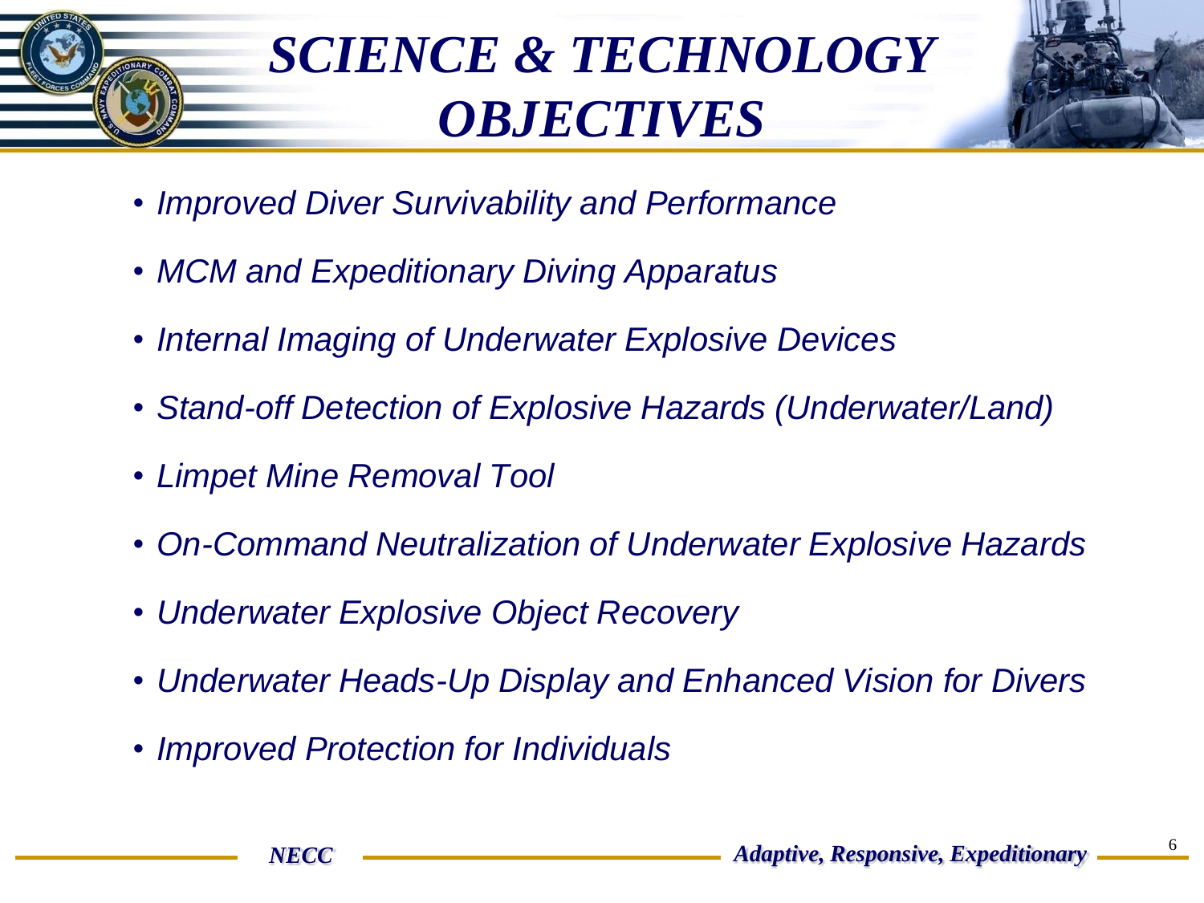# *SCIENCE & TECHNOLOGY OBJECTIVES*

- *Improved Diver Survivability and Performance*
- *MCM and Expeditionary Diving Apparatus*
- *Internal Imaging of Underwater Explosive Devices*
- *Stand-off Detection of Explosive Hazards (Underwater/Land)*
- *Limpet Mine Removal Tool*
- *On-Command Neutralization of Underwater Explosive Hazards*
- *Underwater Explosive Object Recovery*
- *Underwater Heads-Up Display and Enhanced Vision for Divers*
- *Improved Protection for Individuals*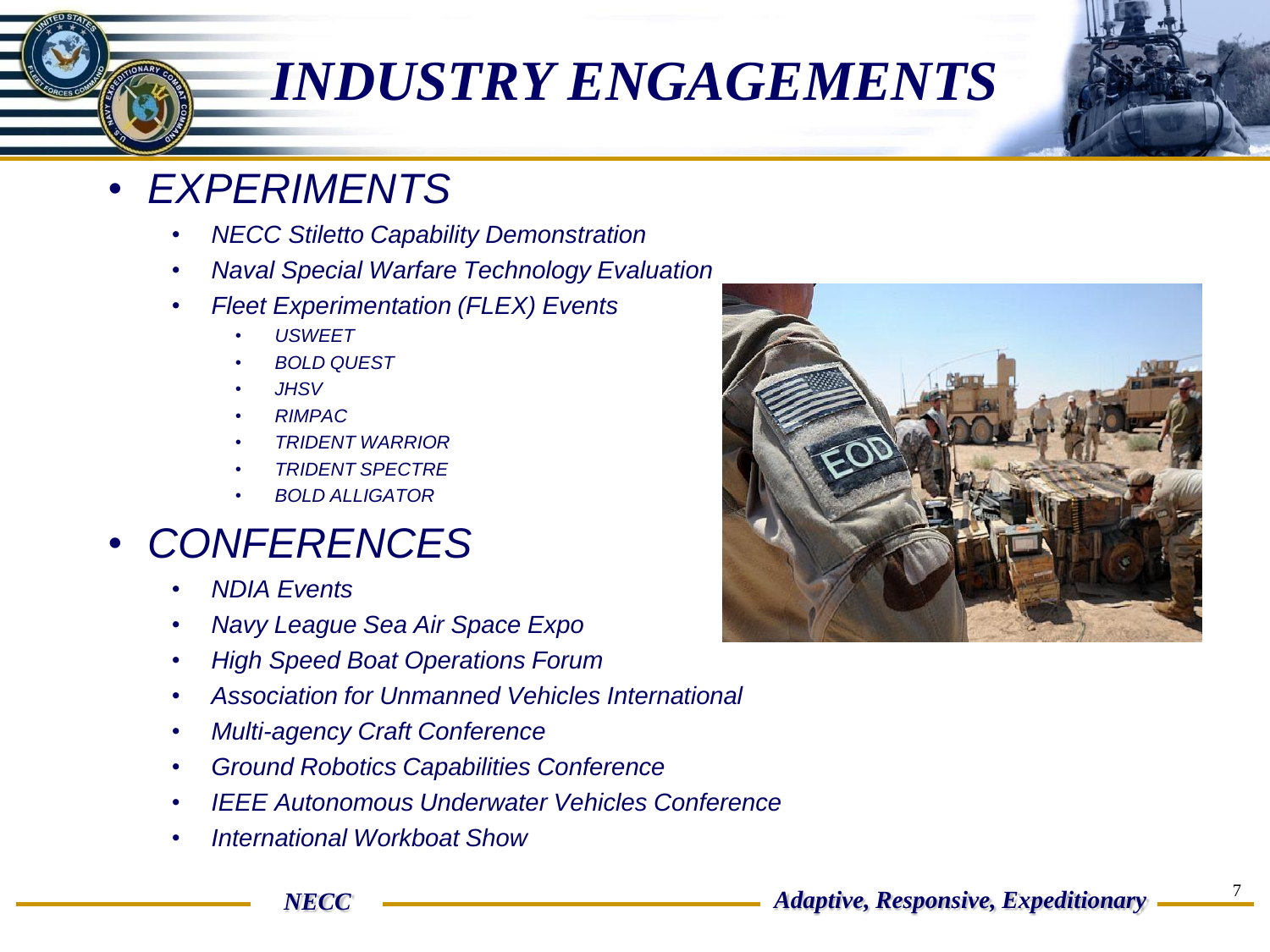# *INDUSTRY ENGAGEMENTS*

- *EXPERIMENTS*
  - *NECC Stiletto Capability Demonstration*
  - *Naval Special Warfare Technology Evaluation*
  - *Fleet Experimentation (FLEX) Events*
    - *USWEET*
    - *BOLD QUEST*
    - *JHSV*
    - *RIMPAC*
    - *TRIDENT WARRIOR*
    - *TRIDENT SPECTRE*
    - *BOLD ALLIGATOR*
- *CONFERENCES*
  - *NDIA Events*
  - *Navy League Sea Air Space Expo*
  - *High Speed Boat Operations Forum*
  - *Association for Unmanned Vehicles International*
  - *Multi-agency Craft Conference*
  - *Ground Robotics Capabilities Conference*
  - *IEEE Autonomous Underwater Vehicles Conference*
  - *International Workboat Show*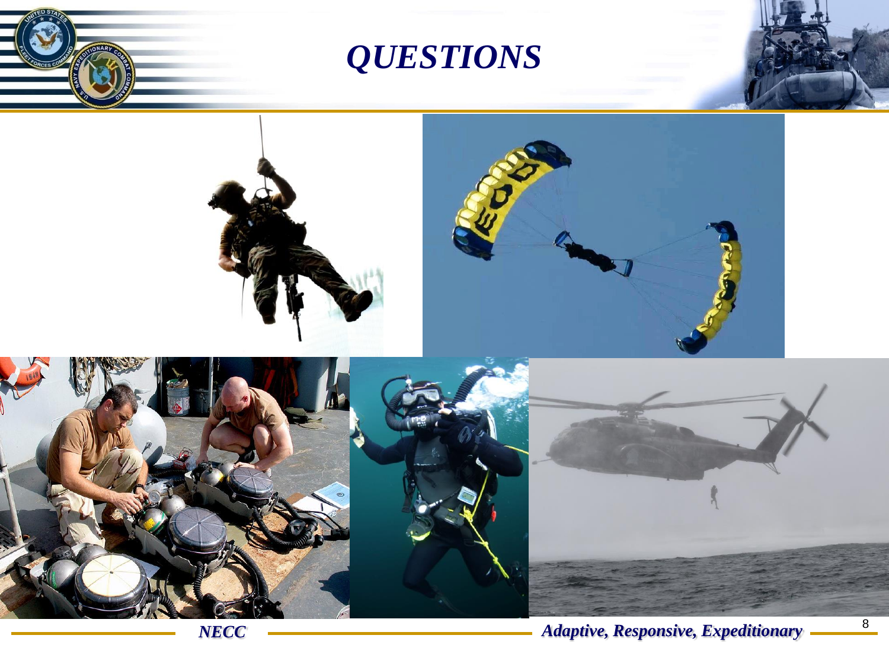# QUESTIONS